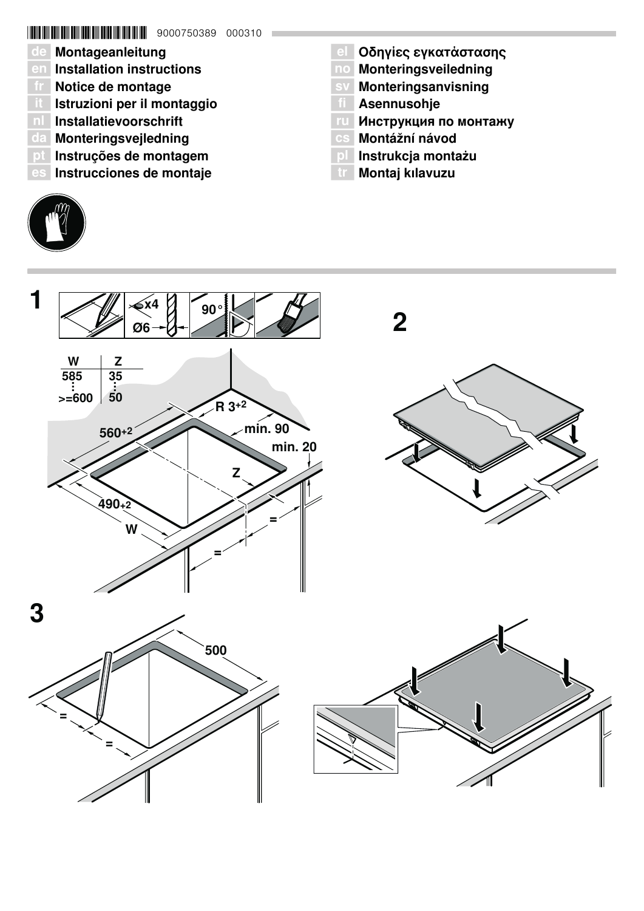9000750389 000310

de Montageanleitung
en Installation instructions
fr Notice de montage
it Istruzioni per il montaggio
nl Installatievoorschrift
da Monteringsvejledning
pt Instruções de montagem
es Instrucciones de montaje

el Οδηγίες εγκατάστασης
no Monteringsveiledning
sv Monteringsanvisning
fi Asennusohje
ru Инструкция по монтажу
cs Montážní návod
pl Instrukcja montażu
tr Montaj kılavuzu

**1**

x4
Ø6
90°

| W | Z |
|---|---|
| 585 | 35 |
| ⋮ | ⋮ |
| >=600 | 50 |

R 3+2
560+2
min. 90
min. 20
Z
490+2
W
=
=

**2**

**3**

500
=
=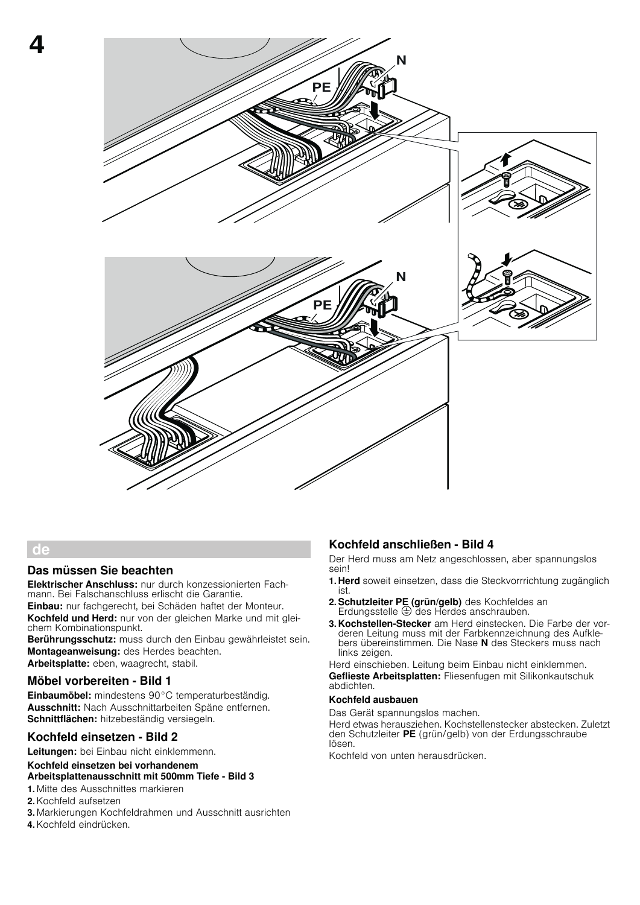# 4

## de

### Das müssen Sie beachten

**Elektrischer Anschluss:** nur durch konzessionierten Fachmann. Bei Falschanschluss erlischt die Garantie.

**Einbau:** nur fachgerecht, bei Schäden haftet der Monteur.

**Kochfeld und Herd:** nur von der gleichen Marke und mit gleichem Kombinationspunkt.

**Berührungsschutz:** muss durch den Einbau gewährleistet sein.

**Montageanweisung:** des Herdes beachten.

**Arbeitsplatte:** eben, waagrecht, stabil.

### Möbel vorbereiten - Bild 1

**Einbaumöbel:** mindestens 90°C temperaturbeständig.

**Ausschnitt:** Nach Ausschnittarbeiten Späne entfernen.

**Schnittflächen:** hitzebeständig versiegeln.

### Kochfeld einsetzen - Bild 2

**Leitungen:** bei Einbau nicht einklemmenn.

**Kochfeld einsetzen bei vorhandenem Arbeitsplattenausschnitt mit 500mm Tiefe - Bild 3**

1. Mitte des Ausschnittes markieren
2. Kochfeld aufsetzen
3. Markierungen Kochfeldrahmen und Ausschnitt ausrichten
4. Kochfeld eindrücken.

### Kochfeld anschließen - Bild 4

Der Herd muss am Netz angeschlossen, aber spannungslos sein!

1. **Herd** soweit einsetzen, dass die Steckvorrichtung zugänglich ist.
2. **Schutzleiter PE (grün/gelb)** des Kochfeldes an Erdungsstelle ⏚ des Herdes anschrauben.
3. **Kochstellen-Stecker** am Herd einstecken. Die Farbe der vorderen Leitung muss mit der Farbkennzeichnung des Aufklebers übereinstimmen. Die Nase **N** des Steckers muss nach links zeigen.

Herd einschieben. Leitung beim Einbau nicht einklemmen.

**Geflieste Arbeitsplatten:** Fliesenfugen mit Silikonkautschuk abdichten.

**Kochfeld ausbauen**

Das Gerät spannungslos machen.

Herd etwas herausziehen. Kochstellenstecker abstecken. Zuletzt den Schutzleiter **PE** (grün/gelb) von der Erdungsschraube lösen.

Kochfeld von unten herausdrücken.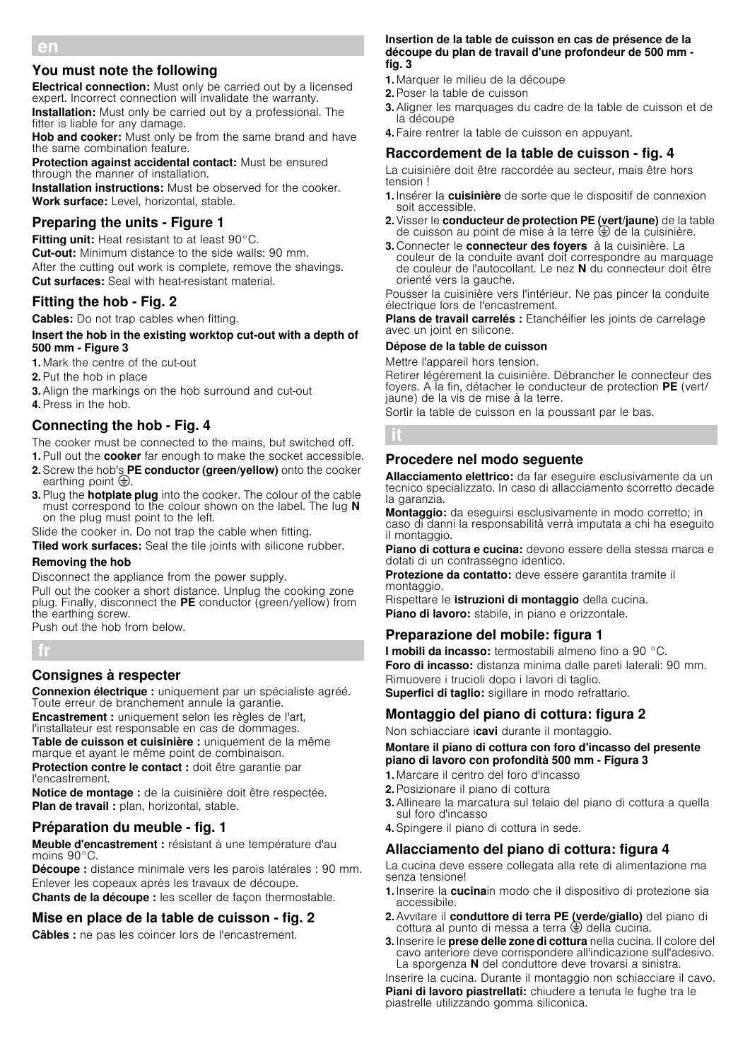## en

### You must note the following

**Electrical connection:** Must only be carried out by a licensed expert. Incorrect connection will invalidate the warranty.

**Installation:** Must only be carried out by a professional. The fitter is liable for any damage.

**Hob and cooker:** Must only be from the same brand and have the same combination feature.

**Protection against accidental contact:** Must be ensured through the manner of installation.

**Installation instructions:** Must be observed for the cooker.

**Work surface:** Level, horizontal, stable.

### Preparing the units - Figure 1

**Fitting unit:** Heat resistant to at least 90°C.

**Cut-out:** Minimum distance to the side walls: 90 mm.

After the cutting out work is complete, remove the shavings.

**Cut surfaces:** Seal with heat-resistant material.

### Fitting the hob - Fig. 2

**Cables:** Do not trap cables when fitting.

**Insert the hob in the existing worktop cut-out with a depth of 500 mm - Figure 3**

1. Mark the centre of the cut-out
2. Put the hob in place
3. Align the markings on the hob surround and cut-out
4. Press in the hob.

### Connecting the hob - Fig. 4

The cooker must be connected to the mains, but switched off.

1. Pull out the **cooker** far enough to make the socket accessible.
2. Screw the hob's **PE conductor (green/yellow)** onto the cooker earthing point ⏚.
3. Plug the **hotplate plug** into the cooker. The colour of the cable must correspond to the colour shown on the label. The lug **N** on the plug must point to the left.

Slide the cooker in. Do not trap the cable when fitting.

**Tiled work surfaces:** Seal the tile joints with silicone rubber.

**Removing the hob**

Disconnect the appliance from the power supply.

Pull out the cooker a short distance. Unplug the cooking zone plug. Finally, disconnect the **PE** conductor (green/yellow) from the earthing screw.

Push out the hob from below.

## fr

### Consignes à respecter

**Connexion électrique :** uniquement par un spécialiste agréé. Toute erreur de branchement annule la garantie.

**Encastrement :** uniquement selon les règles de l'art, l'installateur est responsable en cas de dommages.

**Table de cuisson et cuisinière :** uniquement de la même marque et ayant le même point de combinaison.

**Protection contre le contact :** doit être garantie par l'encastrement.

**Notice de montage :** de la cuisinière doit être respectée.

**Plan de travail :** plan, horizontal, stable.

### Préparation du meuble - fig. 1

**Meuble d'encastrement :** résistant à une température d'au moins 90°C.

**Découpe :** distance minimale vers les parois latérales : 90 mm.

Enlever les copeaux après les travaux de découpe.

**Chants de la découpe :** les sceller de façon thermostable.

### Mise en place de la table de cuisson - fig. 2

**Câbles :** ne pas les coincer lors de l'encastrement.

**Insertion de la table de cuisson en cas de présence de la découpe du plan de travail d'une profondeur de 500 mm - fig. 3**

1. Marquer le milieu de la découpe
2. Poser la table de cuisson
3. Aligner les marquages du cadre de la table de cuisson et de la découpe
4. Faire rentrer la table de cuisson en appuyant.

### Raccordement de la table de cuisson - fig. 4

La cuisinière doit être raccordée au secteur, mais être hors tension !

1. Insérer la **cuisinière** de sorte que le dispositif de connexion soit accessible.
2. Visser le **conducteur de protection PE (vert/jaune)** de la table de cuisson au point de mise à la terre ⏚ de la cuisinière.
3. Connecter le **connecteur des foyers** à la cuisinière. La couleur de la conduite avant doit correspondre au marquage de couleur de l'autocollant. Le nez **N** du connecteur doit être orienté vers la gauche.

Pousser la cuisinière vers l'intérieur. Ne pas pincer la conduite électrique lors de l'encastrement.

**Plans de travail carrelés :** Etanchéifier les joints de carrelage avec un joint en silicone.

**Dépose de la table de cuisson**

Mettre l'appareil hors tension.

Retirer légèrement la cuisinière. Débrancher le connecteur des foyers. A la fin, détacher le conducteur de protection **PE** (vert/jaune) de la vis de mise à la terre.

Sortir la table de cuisson en la poussant par le bas.

## it

### Procedere nel modo seguente

**Allacciamento elettrico:** da far eseguire esclusivamente da un tecnico specializzato. In caso di allacciamento scorretto decade la garanzia.

**Montaggio:** da eseguirsi esclusivamente in modo corretto; in caso di danni la responsabilità verrà imputata a chi ha eseguito il montaggio.

**Piano di cottura e cucina:** devono essere della stessa marca e dotati di un contrassegno identico.

**Protezione da contatto:** deve essere garantita tramite il montaggio.

Rispettare le **istruzioni di montaggio** della cucina.

**Piano di lavoro:** stabile, in piano e orizzontale.

### Preparazione del mobile: figura 1

**I mobili da incasso:** termostabili almeno fino a 90 °C.

**Foro di incasso:** distanza minima dalle pareti laterali: 90 mm.

Rimuovere i trucioli dopo i lavori di taglio.

**Superfici di taglio:** sigillare in modo refrattario.

### Montaggio del piano di cottura: figura 2

Non schiacciare i**cavi** durante il montaggio.

**Montare il piano di cottura con foro d'incasso del presente piano di lavoro con profondità 500 mm - Figura 3**

1. Marcare il centro del foro d'incasso
2. Posizionare il piano di cottura
3. Allineare la marcatura sul telaio del piano di cottura a quella sul foro d'incasso
4. Spingere il piano di cottura in sede.

### Allacciamento del piano di cottura: figura 4

La cucina deve essere collegata alla rete di alimentazione ma senza tensione!

1. Inserire la **cucina**in modo che il dispositivo di protezione sia accessibile.
2. Avvitare il **conduttore di terra PE (verde/giallo)** del piano di cottura al punto di messa a terra ⏚ della cucina.
3. Inserire le **prese delle zone di cottura** nella cucina. Il colore del cavo anteriore deve corrispondere all'indicazione sull'adesivo. La sporgenza **N** del conduttore deve trovarsi a sinistra.

Inserire la cucina. Durante il montaggio non schiacciare il cavo.

**Piani di lavoro piastrellati:** chiudere a tenuta le fughe tra le piastrelle utilizzando gomma siliconica.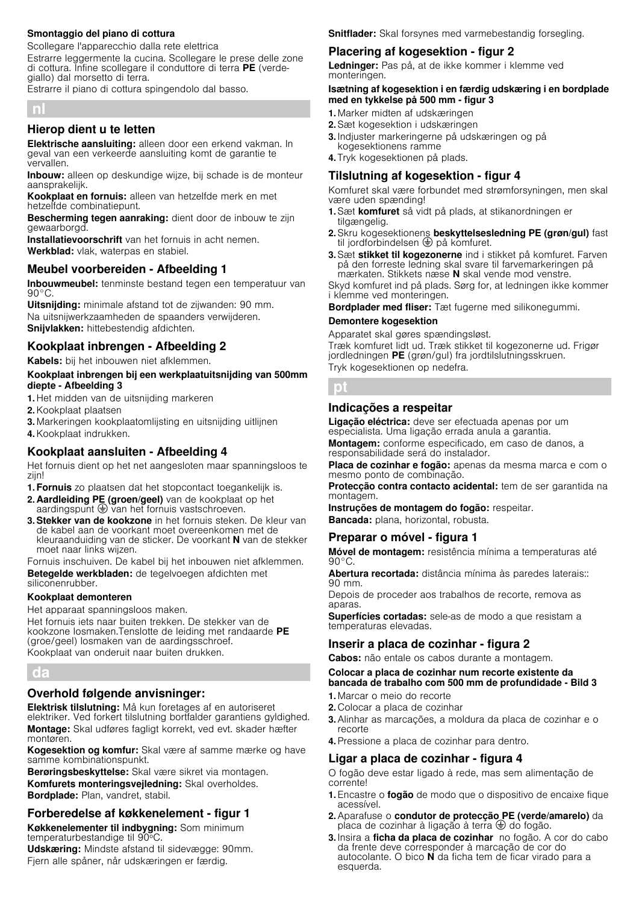**Smontaggio del piano di cottura**

Scollegare l'apparecchio dalla rete elettrica

Estrarre leggermente la cucina. Scollegare le prese delle zone di cottura. Infine scollegare il conduttore di terra **PE** (verde-giallo) dal morsetto di terra.

Estrarre il piano di cottura spingendolo dal basso.

## nl

### Hierop dient u te letten

**Elektrische aansluiting:** alleen door een erkend vakman. In geval van een verkeerde aansluiting komt de garantie te vervallen.

**Inbouw:** alleen op deskundige wijze, bij schade is de monteur aansprakelijk.

**Kookplaat en fornuis:** alleen van hetzelfde merk en met hetzelfde combinatiepunt.

**Bescherming tegen aanraking:** dient door de inbouw te zijn gewaarborgd.

**Installatievoorschrift** van het fornuis in acht nemen.

**Werkblad:** vlak, waterpas en stabiel.

### Meubel voorbereiden - Afbeelding 1

**Inbouwmeubel:** tenminste bestand tegen een temperatuur van 90°C.

**Uitsnijding:** minimale afstand tot de zijwanden: 90 mm.

Na uitsnijwerkzaamheden de spaanders verwijderen.

**Snijvlakken:** hittebestendig afdichten.

### Kookplaat inbrengen - Afbeelding 2

**Kabels:** bij het inbouwen niet afklemmen.

**Kookplaat inbrengen bij een werkplaatuitsnijding van 500mm diepte - Afbeelding 3**

1. Het midden van de uitsnijding markeren
2. Kookplaat plaatsen
3. Markeringen kookplaatomlijsting en uitsnijding uitlijnen
4. Kookplaat indrukken.

### Kookplaat aansluiten - Afbeelding 4

Het fornuis dient op het net aangesloten maar spanningsloos te zijn!

1. **Fornuis** zo plaatsen dat het stopcontact toegankelijk is.
2. **Aardleiding PE (groen/geel)** van de kookplaat op het aardingspunt ⏚ van het fornuis vastschroeven.
3. **Stekker van de kookzone** in het fornuis steken. De kleur van de kabel aan de voorkant moet overeenkomen met de kleuraanduiding van de sticker. De voorkant **N** van de stekker moet naar links wijzen.

Fornuis inschuiven. De kabel bij het inbouwen niet afklemmen.

**Betegelde werkbladen:** de tegelvoegen afdichten met siliconenrubber.

**Kookplaat demonteren**

Het apparaat spanningsloos maken.

Het fornuis iets naar buiten trekken. De stekker van de kookzone losmaken.Tenslotte de leiding met randaarde **PE** (groe/geel) losmaken van de aardingsschroef.

Kookplaat van onderuit naar buiten drukken.

## da

### Overhold følgende anvisninger:

**Elektrisk tilslutning:** Må kun foretages af en autoriseret elektriker. Ved forkert tilslutning bortfalder garantiens gyldighed.

**Montage:** Skal udføres fagligt korrekt, ved evt. skader hæfter montøren.

**Kogesektion og komfur:** Skal være af samme mærke og have samme kombinationspunkt.

**Berøringsbeskyttelse:** Skal være sikret via montagen.

**Komfurets monteringsvejledning:** Skal overholdes.

**Bordplade:** Plan, vandret, stabil.

### Forberedelse af køkkenelement - figur 1

**Køkkenelementer til indbygning:** Som minimum temperaturbestandige til 90°C.

**Udskæring:** Mindste afstand til sidevægge: 90mm.

Fjern alle spåner, når udskæringen er færdig.

**Snitflader:** Skal forsynes med varmebestandig forsegling.

### Placering af kogesektion - figur 2

**Ledninger:** Pas på, at de ikke kommer i klemme ved monteringen.

**Isætning af kogesektion i en færdig udskæring i en bordplade med en tykkelse på 500 mm - figur 3**

1. Marker midten af udskæringen
2. Sæt kogesektion i udskæringen
3. Indjuster markeringerne på udskæringen og på kogesektionens ramme
4. Tryk kogesektionen på plads.

### Tilslutning af kogesektion - figur 4

Komfuret skal være forbundet med strømforsyningen, men skal være uden spænding!

1. Sæt **komfuret** så vidt på plads, at stikanordningen er tilgængelig.
2. Skru kogesektionens **beskyttelsesledning PE (grøn/gul)** fast til jordforbindelsen ⏚ på komfuret.
3. Sæt **stikket til kogezonerne** ind i stikket på komfuret. Farven på den forreste ledning skal svare til farvemarkeringen på mærkaten. Stikkets næse **N** skal vende mod venstre.

Skyd komfuret ind på plads. Sørg for, at ledningen ikke kommer i klemme ved monteringen.

**Bordplader med fliser:** Tæt fugerne med silikonegummi.

**Demontere kogesektion**

Apparatet skal gøres spændingsløst.

Træk komfuret lidt ud. Træk stikket til kogezonerne ud. Frigør jordledningen **PE** (grøn/gul) fra jordtilslutningsskruen.

Tryk kogesektionen op nedefra.

## pt

### Indicações a respeitar

**Ligação eléctrica:** deve ser efectuada apenas por um especialista. Uma ligação errada anula a garantia.

**Montagem:** conforme especificado, em caso de danos, a responsabilidade será do instalador.

**Placa de cozinhar e fogão:** apenas da mesma marca e com o mesmo ponto de combinação.

**Protecção contra contacto acidental:** tem de ser garantida na montagem.

**Instruções de montagem do fogão:** respeitar.

**Bancada:** plana, horizontal, robusta.

### Preparar o móvel - figura 1

**Móvel de montagem:** resistência mínima a temperaturas até 90°C.

**Abertura recortada:** distância mínima às paredes laterais:: 90 mm.

Depois de proceder aos trabalhos de recorte, remova as aparas.

**Superfícies cortadas:** sele-as de modo a que resistam a temperaturas elevadas.

### Inserir a placa de cozinhar - figura 2

**Cabos:** não entale os cabos durante a montagem.

**Colocar a placa de cozinhar num recorte existente da bancada de trabalho com 500 mm de profundidade - Bild 3**

1. Marcar o meio do recorte
2. Colocar a placa de cozinhar
3. Alinhar as marcações, a moldura da placa de cozinhar e o recorte
4. Pressione a placa de cozinhar para dentro.

### Ligar a placa de cozinhar - figura 4

O fogão deve estar ligado à rede, mas sem alimentação de corrente!

1. Encastre o **fogão** de modo que o dispositivo de encaixe fique acessível.
2. Aparafuse o **condutor de protecção PE (verde/amarelo)** da placa de cozinhar à ligação à terra ⏚ do fogão.
3. Insira a **ficha da placa de cozinhar** no fogão. A cor do cabo da frente deve corresponder à marcação de cor do autocolante. O bico **N** da ficha tem de ficar virado para a esquerda.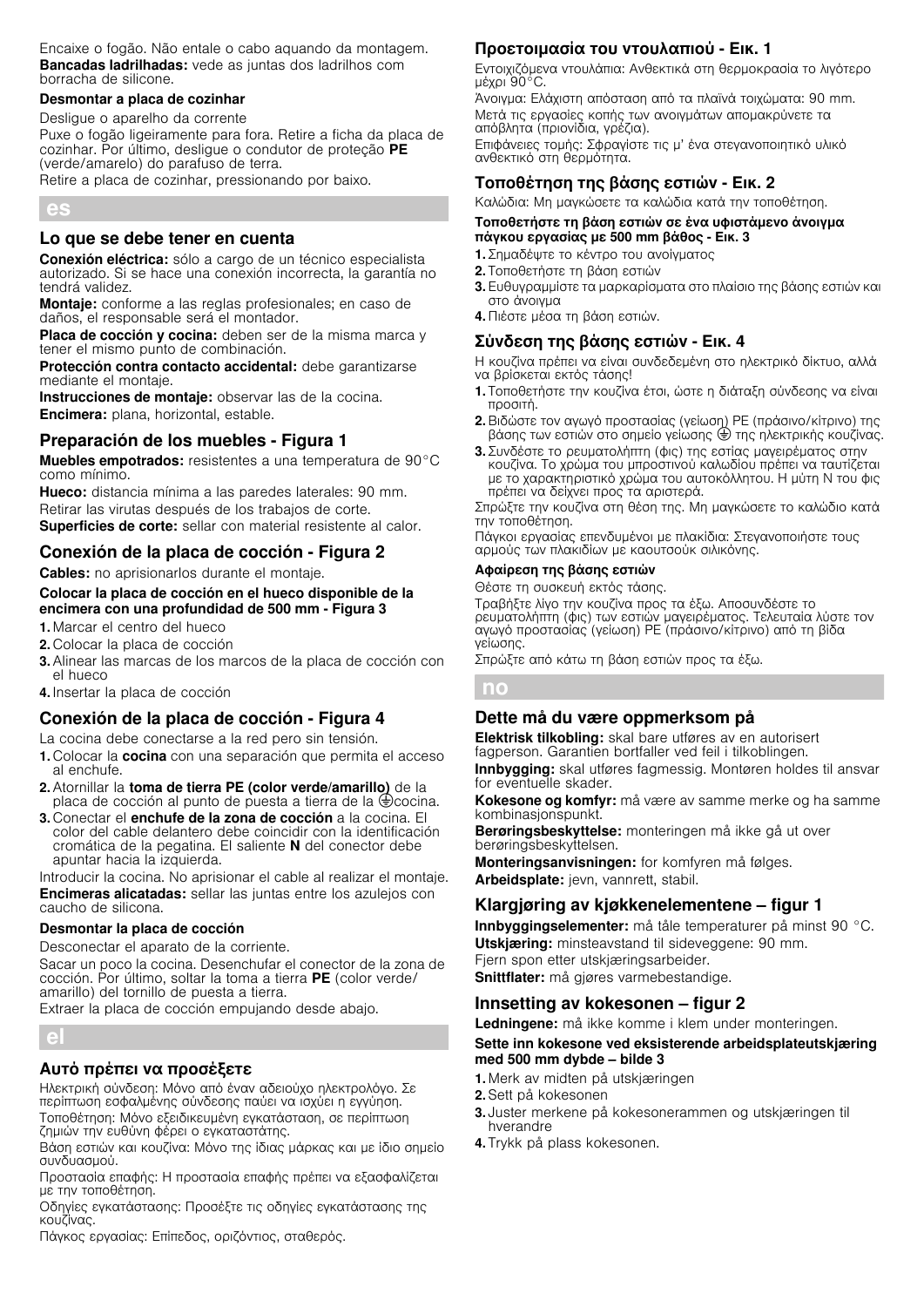Encaixe o fogão. Não entale o cabo aquando da montagem.
**Bancadas ladrilhadas:** vede as juntas dos ladrilhos com borracha de silicone.

#### Desmontar a placa de cozinhar

Desligue o aparelho da corrente

Puxe o fogão ligeiramente para fora. Retire a ficha da placa de cozinhar. Por último, desligue o condutor de proteção **PE** (verde/amarelo) do parafuso de terra.

Retire a placa de cozinhar, pressionando por baixo.

## es

### Lo que se debe tener en cuenta

**Conexión eléctrica:** sólo a cargo de un técnico especialista autorizado. Si se hace una conexión incorrecta, la garantía no tendrá validez.

**Montaje:** conforme a las reglas profesionales; en caso de daños, el responsable será el montador.

**Placa de cocción y cocina:** deben ser de la misma marca y tener el mismo punto de combinación.

**Protección contra contacto accidental:** debe garantizarse mediante el montaje.

**Instrucciones de montaje:** observar las de la cocina.

**Encimera:** plana, horizontal, estable.

### Preparación de los muebles - Figura 1

**Muebles empotrados:** resistentes a una temperatura de 90°C como mínimo.

**Hueco:** distancia mínima a las paredes laterales: 90 mm.

Retirar las virutas después de los trabajos de corte.

**Superficies de corte:** sellar con material resistente al calor.

### Conexión de la placa de cocción - Figura 2

**Cables:** no aprisionarlos durante el montaje.

**Colocar la placa de cocción en el hueco disponible de la encimera con una profundidad de 500 mm - Figura 3**

1. Marcar el centro del hueco
2. Colocar la placa de cocción
3. Alinear las marcas de los marcos de la placa de cocción con el hueco
4. Insertar la placa de cocción

### Conexión de la placa de cocción - Figura 4

La cocina debe conectarse a la red pero sin tensión.

1. Colocar la **cocina** con una separación que permita el acceso al enchufe.
2. Atornillar la **toma de tierra PE (color verde/amarillo)** de la placa de cocción al punto de puesta a tierra de la ⏚cocina.
3. Conectar el **enchufe de la zona de cocción** a la cocina. El color del cable delantero debe coincidir con la identificación cromática de la pegatina. El saliente **N** del conector debe apuntar hacia la izquierda.

Introducir la cocina. No aprisionar el cable al realizar el montaje.

**Encimeras alicatadas:** sellar las juntas entre los azulejos con caucho de silicona.

#### Desmontar la placa de cocción

Desconectar el aparato de la corriente.

Sacar un poco la cocina. Desenchufar el conector de la zona de cocción. Por último, soltar la toma a tierra **PE** (color verde/amarillo) del tornillo de puesta a tierra.

Extraer la placa de cocción empujando desde abajo.

## el

### Αυτό πρέπει να προσέξετε

Ηλεκτρική σύνδεση: Μόνο από έναν αδειούχο ηλεκτρολόγο. Σε περίπτωση εσφαλμένης σύνδεσης παύει να ισχύει η εγγύηση.

Τοποθέτηση: Μόνο εξειδικευμένη εγκατάσταση, σε περίπτωση ζημιών την ευθύνη φέρει ο εγκαταστάτης.

Βάση εστιών και κουζίνα: Μόνο της ίδιας μάρκας και με ίδιο σημείο συνδυασμού.

Προστασία επαφής: Η προστασία επαφής πρέπει να εξασφαλίζεται με την τοποθέτηση.

Οδηγίες εγκατάστασης: Προσέξτε τις οδηγίες εγκατάστασης της κουζίνας.

Πάγκος εργασίας: Επίπεδος, οριζόντιος, σταθερός.

### Προετοιμασία του ντουλαπιού - Εικ. 1

Εντοιχιζόμενα ντουλάπια: Ανθεκτικά στη θερμοκρασία το λιγότερο μέχρι 90°C.

Άνοιγμα: Ελάχιστη απόσταση από τα πλαϊνά τοιχώματα: 90 mm.

Μετά τις εργασίες κοπής των ανοιγμάτων απομακρύνετε τα απόβλητα (πριονίδια, γρέζια).

Επιφάνειες τομής: Σφραγίστε τις μ' ένα στεγανοποιητικό υλικό ανθεκτικό στη θερμότητα.

### Τοποθέτηση της βάσης εστιών - Εικ. 2

Καλώδια: Μη μαγκώσετε τα καλώδια κατά την τοποθέτηση.

**Τοποθετήστε τη βάση εστιών σε ένα υφιστάμενο άνοιγμα πάγκου εργασίας με 500 mm βάθος - Εικ. 3**

1. Σημαδέψτε το κέντρο του ανοίγματος
2. Τοποθετήστε τη βάση εστιών
3. Ευθυγραμμίστε τα μαρκαρίσματα στο πλαίσιο της βάσης εστιών και στο άνοιγμα
4. Πιέστε μέσα τη βάση εστιών.

### Σύνδεση της βάσης εστιών - Εικ. 4

Η κουζίνα πρέπει να είναι συνδεδεμένη στο ηλεκτρικό δίκτυο, αλλά να βρίσκεται εκτός τάσης!

1. Τοποθετήστε την κουζίνα έτσι, ώστε η διάταξη σύνδεσης να είναι προσιτή.
2. Βιδώστε τον αγωγό προστασίας (γείωση) PE (πράσινο/κίτρινο) της βάσης των εστιών στο σημείο γείωσης ⏚ της ηλεκτρικής κουζίνας.
3. Συνδέστε το ρευματολήπτη (φις) της εστίας μαγειρέματος στην κουζίνα. Το χρώμα του μπροστινού καλωδίου πρέπει να ταυτίζεται με το χαρακτηριστικό χρώμα του αυτοκόλλητου. Η μύτη N του φις πρέπει να δείχνει προς τα αριστερά.

Σπρώξτε την κουζίνα στη θέση της. Μη μαγκώσετε το καλώδιο κατά την τοποθέτηση.

Πάγκοι εργασίας επενδυμένοι με πλακίδια: Στεγανοποιήστε τους αρμούς των πλακιδίων με καουτσούκ σιλικόνης.

#### Αφαίρεση της βάσης εστιών

Θέστε τη συσκευή εκτός τάσης.

Τραβήξτε λίγο την κουζίνα προς τα έξω. Αποσυνδέστε το ρευματολήπτη (φις) των εστιών μαγειρέματος. Τελευταία λύστε τον αγωγό προστασίας (γείωση) PE (πράσινο/κίτρινο) από τη βίδα γείωσης.

Σπρώξτε από κάτω τη βάση εστιών προς τα έξω.

## no

### Dette må du være oppmerksom på

**Elektrisk tilkobling:** skal bare utføres av en autorisert fagperson. Garantien bortfaller ved feil i tilkoblingen.

**Innbygging:** skal utføres fagmessig. Montøren holdes til ansvar for eventuelle skader.

**Kokesone og komfyr:** må være av samme merke og ha samme kombinasjonspunkt.

**Berøringsbeskyttelse:** monteringen må ikke gå ut over berøringsbeskyttelsen.

**Monteringsanvisningen:** for komfyren må følges.

**Arbeidsplate:** jevn, vannrett, stabil.

### Klargjøring av kjøkkenelementene – figur 1

**Innbyggingselementer:** må tåle temperaturer på minst 90 °C.

**Utskjæring:** minsteavstand til sideveggene: 90 mm.

Fjern spon etter utskjæringsarbeider.

**Snittflater:** må gjøres varmebestandige.

### Innsetting av kokesonen – figur 2

**Ledningene:** må ikke komme i klem under monteringen.

**Sette inn kokesone ved eksisterende arbeidsplateutskjæring med 500 mm dybde – bilde 3**

1. Merk av midten på utskjæringen
2. Sett på kokesonen
3. Juster merkene på kokesonerammen og utskjæringen til hverandre
4. Trykk på plass kokesonen.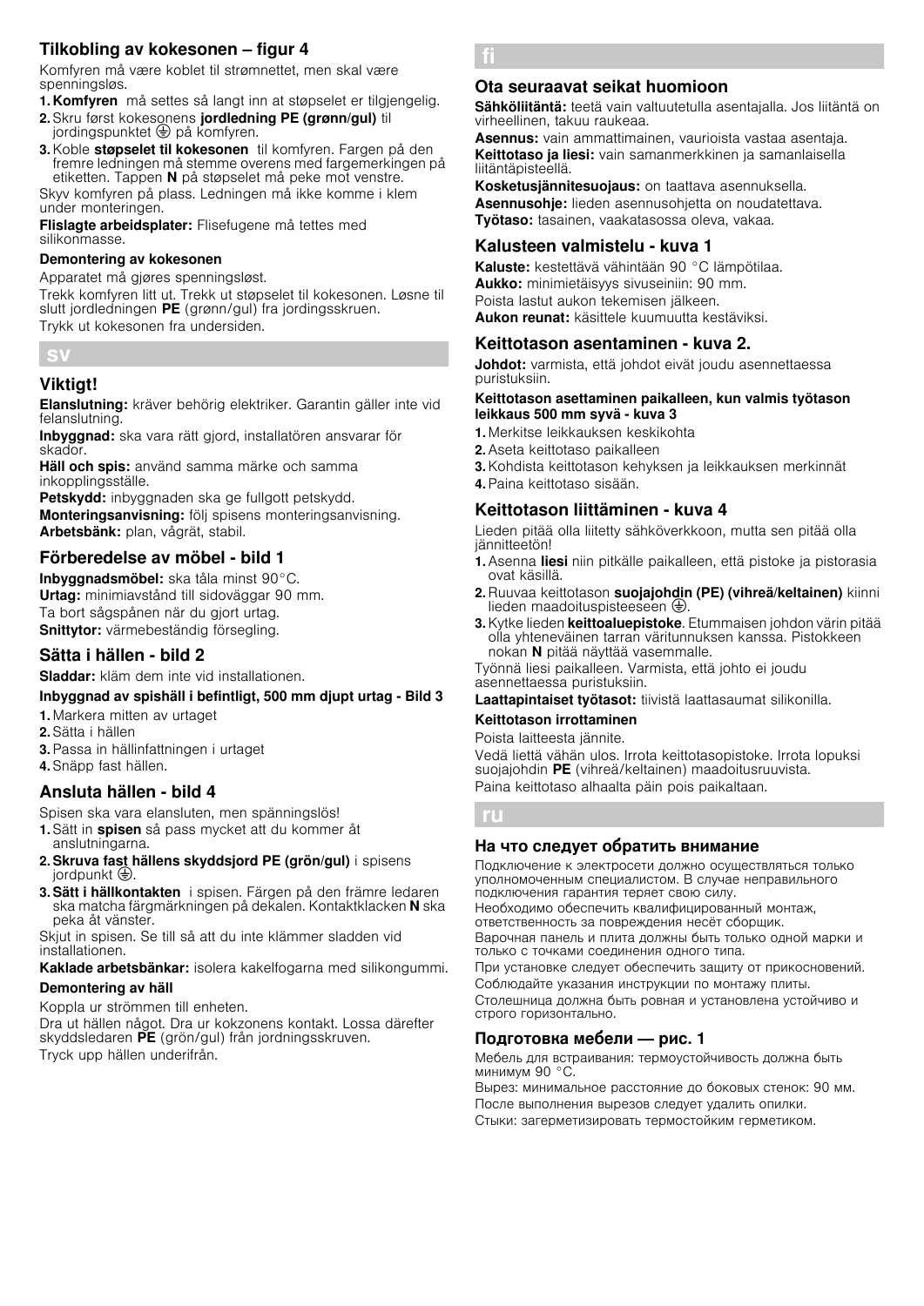### Tilkobling av kokesonen – figur 4

Komfyren må være koblet til strømnettet, men skal være spenningsløs.

1. **Komfyren** må settes så langt inn at støpselet er tilgjengelig.
2. Skru først kokesonens **jordledning PE (grønn/gul)** til jordingspunktet ⏚ på komfyren.
3. Koble **støpselet til kokesonen** til komfyren. Fargen på den fremre ledningen må stemme overens med fargemerkingen på etiketten. Tappen **N** på støpselet må peke mot venstre.

Skyv komfyren på plass. Ledningen må ikke komme i klem under monteringen.

**Flislagte arbeidsplater:** Flisefugene må tettes med silikonmasse.

#### Demontering av kokesonen

Apparatet må gjøres spenningsløst.

Trekk komfyren litt ut. Trekk ut støpselet til kokesonen. Løsne til slutt jordledningen **PE** (grønn/gul) fra jordingsskruen.

Trykk ut kokesonen fra undersiden.

## sv

### Viktigt!

**Elanslutning:** kräver behörig elektriker. Garantin gäller inte vid felanslutning.

**Inbyggnad:** ska vara rätt gjord, installatören ansvarar för skador.

**Häll och spis:** använd samma märke och samma inkopplingsställe.

**Petskydd:** inbyggnaden ska ge fullgott petskydd.

**Monteringsanvisning:** följ spisens monteringsanvisning.

**Arbetsbänk:** plan, vågrät, stabil.

### Förberedelse av möbel - bild 1

**Inbyggnadsmöbel:** ska tåla minst 90°C.

**Urtag:** minimiavstånd till sidoväggar 90 mm.

Ta bort sågspånen när du gjort urtag.

**Snittytor:** värmebeständig försegling.

### Sätta i hällen - bild 2

**Sladdar:** kläm dem inte vid installationen.

#### Inbyggnad av spishäll i befintligt, 500 mm djupt urtag - Bild 3

1. Markera mitten av urtaget
2. Sätta i hällen
3. Passa in hällinfattningen i urtaget
4. Snäpp fast hällen.

### Ansluta hällen - bild 4

Spisen ska vara elansluten, men spänningslös!

1. Sätt in **spisen** så pass mycket att du kommer åt anslutningarna.
2. **Skruva fast hällens skyddsjord PE (grön/gul)** i spisens jordpunkt ⏚.
3. **Sätt i hällkontakten** i spisen. Färgen på den främre ledaren ska matcha färgmärkningen på dekalen. Kontaktklacken **N** ska peka åt vänster.

Skjut in spisen. Se till så att du inte klämmer sladden vid installationen.

**Kaklade arbetsbänkar:** isolera kakelfogarna med silikongummi.

#### Demontering av häll

Koppla ur strömmen till enheten.

Dra ut hällen något. Dra ur kokzonens kontakt. Lossa därefter skyddsledaren **PE** (grön/gul) från jordningsskruven.

Tryck upp hällen underifrån.

## fi

### Ota seuraavat seikat huomioon

**Sähköliitäntä:** teetä vain valtuutetulla asentajalla. Jos liitäntä on virheellinen, takuu raukeaa.

**Asennus:** vain ammattimainen, vaurioista vastaa asentaja.

**Keittotaso ja liesi:** vain samanmerkkinen ja samanlaisella liitäntäpisteellä.

**Kosketusjännitesuojaus:** on taattava asennuksella.

**Asennusohje:** lieden asennusohjetta on noudatettava.

**Työtaso:** tasainen, vaakatasossa oleva, vakaa.

### Kalusteen valmistelu - kuva 1

**Kaluste:** kestettävä vähintään 90 °C lämpötilaa.

**Aukko:** minimietäisyys sivuseiniin: 90 mm.

Poista lastut aukon tekemisen jälkeen.

**Aukon reunat:** käsittele kuumuutta kestäviksi.

### Keittotason asentaminen - kuva 2.

**Johdot:** varmista, että johdot eivät joudu asennettaessa puristuksiin.

#### Keittotason asettaminen paikalleen, kun valmis työtason leikkaus 500 mm syvä - kuva 3

1. Merkitse leikkauksen keskikohta
2. Aseta keittotaso paikalleen
3. Kohdista keittotason kehyksen ja leikkauksen merkinnät
4. Paina keittotaso sisään.

### Keittotason liittäminen - kuva 4

Lieden pitää olla liitetty sähköverkkoon, mutta sen pitää olla jännitteetön!

1. Asenna **liesi** niin pitkälle paikalleen, että pistoke ja pistorasia ovat käsillä.
2. Ruuvaa keittotason **suojajohdin (PE) (vihreä/keltainen)** kiinni lieden maadoituspisteeseen ⏚.
3. Kytke lieden **keittoaluepistoke**. Etummaisen johdon värin pitää olla yhteneväinen tarran väritunnuksen kanssa. Pistokkeen nokan **N** pitää näyttää vasemmalle.

Työnnä liesi paikalleen. Varmista, että johto ei joudu asennettaessa puristuksiin.

**Laattapintaiset työtasot:** tiivistä laattasaumat silikonilla.

#### Keittotason irrottaminen

Poista laitteesta jännite.

Vedä liettä vähän ulos. Irrota keittotasopistoke. Irrota lopuksi suojajohdin **PE** (vihreä/keltainen) maadoitusruuvista.

Paina keittotaso alhaalta päin pois paikaltaan.

## ru

### На что следует обратить внимание

Подключение к электросети должно осуществляться только уполномоченным специалистом. В случае неправильного подключения гарантия теряет свою силу.

Необходимо обеспечить квалифицированный монтаж, ответственность за повреждения несёт сборщик.

Варочная панель и плита должны быть только одной марки и только с точками соединения одного типа.

При установке следует обеспечить защиту от прикосновений.

Соблюдайте указания инструкции по монтажу плиты.

Столешница должна быть ровная и установлена устойчиво и строго горизонтально.

### Подготовка мебели — рис. 1

Мебель для встраивания: термоустойчивость должна быть минимум 90 °C.

Вырез: минимальное расстояние до боковых стенок: 90 мм.

После выполнения вырезов следует удалить опилки.

Стыки: загерметизировать термостойким герметиком.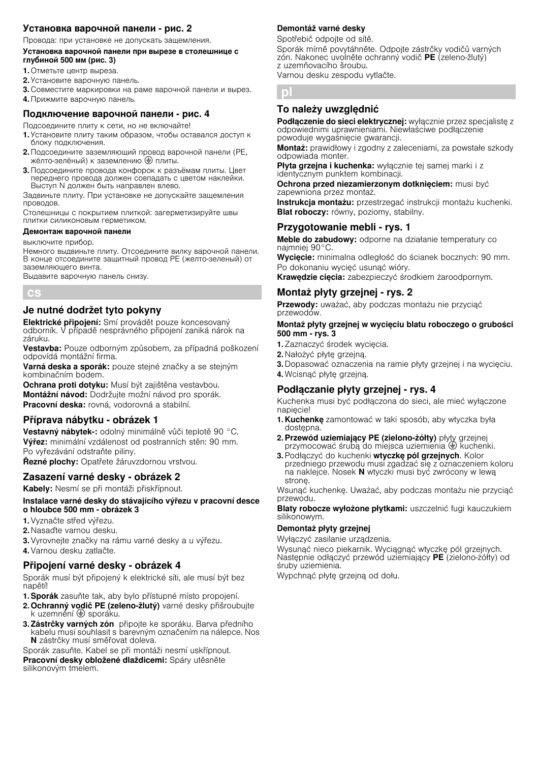### Установка варочной панели - рис. 2

Провода: при установке не допускать защемления.

#### Установка варочной панели при вырезе в столешнице с глубиной 500 мм (рис. 3)

1. Отметьте центр выреза.
2. Установите варочную панель.
3. Совместите маркировки на раме варочной панели и вырез.
4. Прижмите варочную панель.

### Подключение варочной панели - рис. 4

Подсоедините плиту к сети, но не включайте!

1. Установите плиту таким образом, чтобы оставался доступ к блоку подключения.
2. Подсоедините заземляющий провод варочной панели (PE, жёлто-зелёный) к заземлению ⏚ плиты.
3. Подсоедините провода конфорок к разъёмам плиты. Цвет переднего провода должен совпадать с цветом наклейки. Выступ N должен быть направлен влево.

Задвиньте плиту. При установке не допускайте защемления проводов.

Столешницы с покрытием плиткой: загерметизируйте швы плитки силиконовым герметиком.

#### Демонтаж варочной панели

выключите прибор.

Немного выдвиньте плиту. Отсоедините вилку варочной панели. В конце отсоедините защитный провод PE (желто-зеленый) от заземляющего винта.

Выдавите варочную панель снизу.

## cs

### Je nutné dodržet tyto pokyny

**Elektrické připojení:** Smí provádět pouze koncesovaný odborník. V případě nesprávného připojení zaniká nárok na záruku.

**Vestavba:** Pouze odborným způsobem, za případná poškození odpovídá montážní firma.

**Varná deska a sporák:** pouze stejné značky a se stejným kombinačním bodem.

**Ochrana proti dotyku:** Musí být zajištěna vestavbou.

**Montážní návod:** Dodržujte možní návod pro sporák.

**Pracovní deska:** rovná, vodorovná a stabilní.

### Příprava nábytku - obrázek 1

**Vestavný nábytek-:** odolný minimálně vůči teplotě 90 °C.

**Výřez:** minimální vzdálenost od postranních stěn: 90 mm.

Po vyřezávání odstraňte piliny.

**Řezné plochy:** Opatřete žáruvzdornou vrstvou.

### Zasazení varné desky - obrázek 2

**Kabely:** Nesmí se při montáži přiskřípnout.

#### Instalace varné desky do stávajícího výřezu v pracovní desce o hloubce 500 mm - obrázek 3

1. Vyznačte střed výřezu.
2. Nasaďte varnou desku.
3. Vyrovnejte značky na rámu varné desky a u výřezu.
4. Varnou desku zatlačte.

### Připojení varné desky - obrázek 4

Sporák musí být připojený k elektrické síti, ale musí být bez napětí!

1. **Sporák** zasuňte tak, aby bylo přístupné místo propojení.
2. **Ochranný vodič PE (zeleno-žlutý)** varné desky přišroubujte k uzemnění ⏚ sporáku.
3. **Zástrčky varných zón** připojte ke sporáku. Barva předního kabelu musí souhlasit s barevným označením na nálepce. Nos **N** zástrčky musí směřovat doleva.

Sporák zasuňte. Kabel se při montáži nesmí uskřípnout.

**Pracovní desky obložené dlaždicemi:** Spáry utěsněte silikonovým tmelem.

#### Demontáž varné desky

Spotřebič odpojte od sítě.

Sporák mírně povytáhněte. Odpojte zástrčky vodičů varných zón. Nakonec uvolněte ochranný vodič **PE** (zeleno-žlutý) z uzemňovacího šroubu.

Varnou desku zespodu vytlačte.

## pl

### To należy uwzględnić

**Podłączenie do sieci elektrycznej:** wyłącznie przez specjalistę z odpowiednimi uprawnieniami. Niewłaściwe podłączenie powoduje wygaśnięcie gwarancji.

**Montaż:** prawidłowy i zgodny z zaleceniami, za powstałe szkody odpowiada monter.

**Płyta grzejna i kuchenka:** wyłącznie tej samej marki i z identycznym punktem kombinacji.

**Ochrona przed niezamierzonym dotknięciem:** musi być zapewniona przez montaż.

**Instrukcja montażu:** przestrzegać instrukcji montażu kuchenki.

**Blat roboczy:** równy, poziomy, stabilny.

### Przygotowanie mebli - rys. 1

**Meble do zabudowy:** odporne na działanie temperatury co najmniej 90°C.

**Wycięcie:** minimalna odległość do ścianek bocznych: 90 mm.

Po dokonaniu wycięć usunąć wióry.

**Krawędzie cięcia:** zabezpieczyć środkiem żaroodpornym.

### Montaż płyty grzejnej - rys. 2

**Przewody:** uważać, aby podczas montażu nie przyciąć przewodów.

#### Montaż płyty grzejnej w wycięciu blatu roboczego o grubości 500 mm - rys. 3

1. Zaznaczyć środek wycięcia.
2. Nałożyć płytę grzejną.
3. Dopasować oznaczenia na ramie płyty grzejnej i na wycięciu.
4. Wcisnąć płytę grzejną.

### Podłączanie płyty grzejnej - rys. 4

Kuchenka musi być podłączona do sieci, ale mieć wyłączone napięcie!

1. **Kuchenkę** zamontować w taki sposób, aby wtyczka była dostępna.
2. **Przewód uziemiający PE (zielono-żółty)** płyty grzejnej przymocować śrubą do miejsca uziemienia ⏚ kuchenki.
3. Podłączyć do kuchenki **wtyczkę pól grzejnych**. Kolor przedniego przewodu musi zgadzać się z oznaczeniem koloru na naklejce. Nosek **N** wtyczki musi być zwrócony w lewą stronę.

Wsunąć kuchenkę. Uważać, aby podczas montażu nie przyciąć przewodu.

**Blaty robocze wyłożone płytkami:** uszczelnić fugi kauczukiem silikonowym.

#### Demontaż płyty grzejnej

Wyłączyć zasilanie urządzenia.

Wysunąć nieco piekarnik. Wyciągnąć wtyczkę pól grzejnych. Następnie odłączyć przewód uziemiający **PE** (zielono-żółty) od śruby uziemienia.

Wypchnąć płytę grzejną od dołu.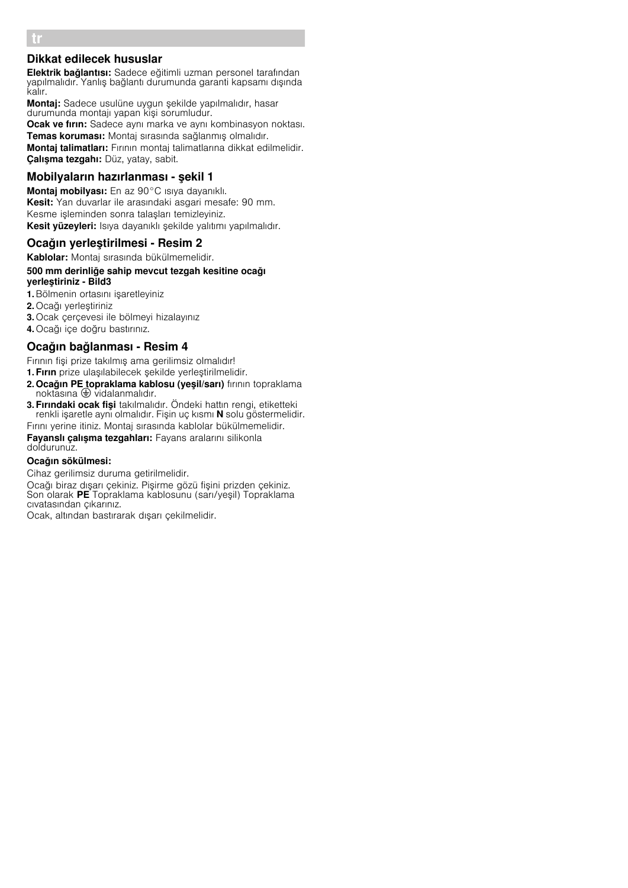## tr

## Dikkat edilecek hususlar

**Elektrik bağlantısı:** Sadece eğitimli uzman personel tarafından yapılmalıdır. Yanlış bağlantı durumunda garanti kapsamı dışında kalır.

**Montaj:** Sadece usulüne uygun şekilde yapılmalıdır, hasar durumunda montajı yapan kişi sorumludur.

**Ocak ve fırın:** Sadece aynı marka ve aynı kombinasyon noktası.

**Temas koruması:** Montaj sırasında sağlanmış olmalıdır.

**Montaj talimatları:** Fırının montaj talimatlarına dikkat edilmelidir.

**Çalışma tezgahı:** Düz, yatay, sabit.

## Mobilyaların hazırlanması - şekil 1

**Montaj mobilyası:** En az 90°C ısıya dayanıklı.

**Kesit:** Yan duvarlar ile arasındaki asgari mesafe: 90 mm.

Kesme işleminden sonra talaşları temizleyiniz.

**Kesit yüzeyleri:** Isıya dayanıklı şekilde yalıtımı yapılmalıdır.

## Ocağın yerleştirilmesi - Resim 2

**Kablolar:** Montaj sırasında bükülmemelidir.

**500 mm derinliğe sahip mevcut tezgah kesitine ocağı yerleştiriniz - Bild3**

1. Bölmenin ortasını işaretleyiniz
2. Ocağı yerleştiriniz
3. Ocak çerçevesi ile bölmeyi hizalayınız
4. Ocağı içe doğru bastırınız.

## Ocağın bağlanması - Resim 4

Fırının fişi prize takılmış ama gerilimsiz olmalıdır!

1. **Fırın** prize ulaşılabilecek şekilde yerleştirilmelidir.
2. **Ocağın PE topraklama kablosu (yeşil/sarı)** fırının topraklama noktasına ⏚ vidalanmalıdır.
3. **Fırındaki ocak fişi** takılmalıdır. Öndeki hattın rengi, etiketteki renkli işaretle aynı olmalıdır. Fişin uç kısmı **N** solu göstermelidir.

Fırını yerine itiniz. Montaj sırasında kablolar bükülmemelidir.

**Fayanslı çalışma tezgahları:** Fayans aralarını silikonla doldurunuz.

**Ocağın sökülmesi:**

Cihaz gerilimsiz duruma getirilmelidir.

Ocağı biraz dışarı çekiniz. Pişirme gözü fişini prizden çekiniz. Son olarak **PE** Topraklama kablosunu (sarı/yeşil) Topraklama cıvatasından çıkarınız.

Ocak, altından bastırarak dışarı çekilmelidir.